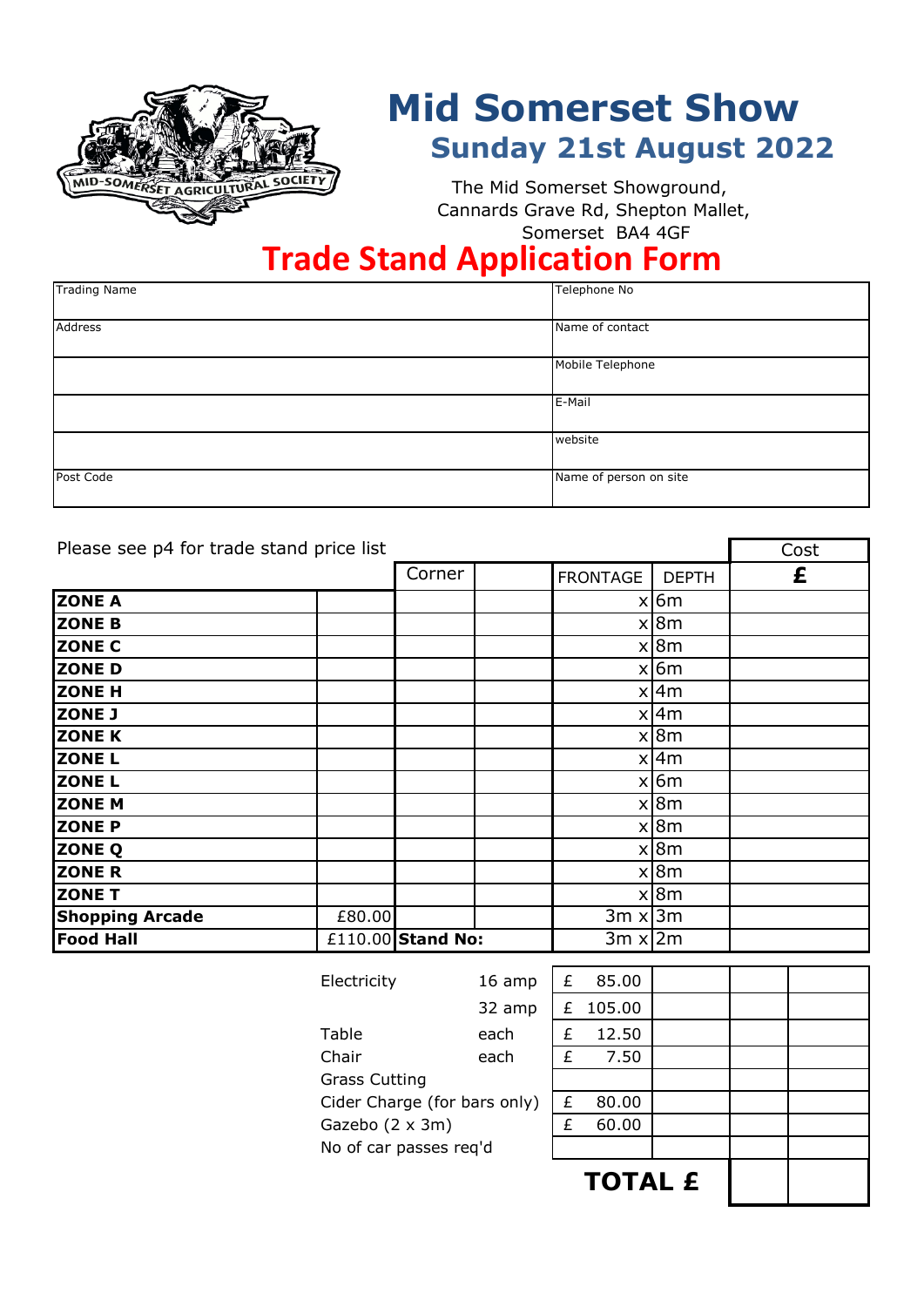# Mid Somerset Show

## Sunday 21st August 2022

The Mid Somerset Showground,
Cannards Grave Rd, Shepton Mallet,
Somerset BA4 4GF

# Trade Stand Application Form

| Trading Name | Telephone No |
|---|---|
| Address | Name of contact |
| | Mobile Telephone |
| | E-Mail |
| | website |
| Post Code | Name of person on site |

Please see p4 for trade stand price list

| | | Corner | | FRONTAGE | DEPTH | Cost £ |
|---|---|---|---|---|---|---|
| **ZONE A** | | | | x | 6m | |
| **ZONE B** | | | | x | 8m | |
| **ZONE C** | | | | x | 8m | |
| **ZONE D** | | | | x | 6m | |
| **ZONE H** | | | | x | 4m | |
| **ZONE J** | | | | x | 4m | |
| **ZONE K** | | | | x | 8m | |
| **ZONE L** | | | | x | 4m | |
| **ZONE L** | | | | x | 6m | |
| **ZONE M** | | | | x | 8m | |
| **ZONE P** | | | | x | 8m | |
| **ZONE Q** | | | | x | 8m | |
| **ZONE R** | | | | x | 8m | |
| **ZONE T** | | | | x | 8m | |
| **Shopping Arcade** | £80.00 | | | 3m x | 3m | |
| **Food Hall** | £110.00 | **Stand No:** | | 3m x | 2m | |

| | | | | | |
|---|---|---|---|---|---|
| Electricity | 16 amp | £ 85.00 | | | |
| | 32 amp | £ 105.00 | | | |
| Table | each | £ 12.50 | | | |
| Chair | each | £ 7.50 | | | |
| Grass Cutting | | | | | |
| Cider Charge (for bars only) | | £ 80.00 | | | |
| Gazebo (2 x 3m) | | £ 60.00 | | | |
| No of car passes req'd | | | | | |
| | | **TOTAL £** | | | |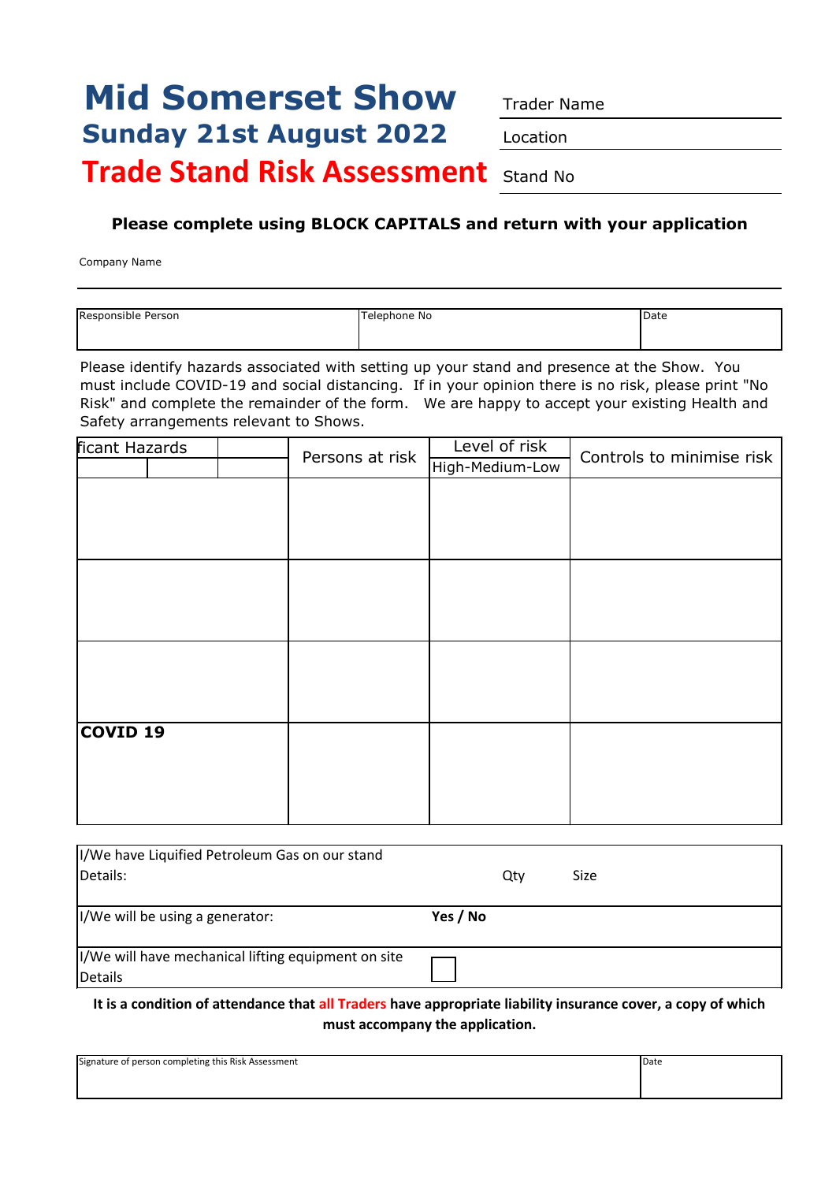# Mid Somerset Show

## Sunday 21st August 2022

## Trade Stand Risk Assessment

Trader Name

Location

Stand No

**Please complete using BLOCK CAPITALS and return with your application**

Company Name

| Responsible Person | Telephone No | Date |
|---|---|---|
| | | |

Please identify hazards associated with setting up your stand and presence at the Show. You must include COVID-19 and social distancing. If in your opinion there is no risk, please print "No Risk" and complete the remainder of the form. We are happy to accept your existing Health and Safety arrangements relevant to Shows.

| ficant Hazards | Persons at risk | Level of risk High-Medium-Low | Controls to minimise risk |
|---|---|---|---|
| | | | |
| | | | |
| | | | |
| **COVID 19** | | | |

| | | |
|---|---|---|
| I/We have Liquified Petroleum Gas on our stand<br>Details: | Qty | Size |
| I/We will be using a generator: | **Yes / No** | |
| I/We will have mechanical lifting equipment on site<br>Details | ☐ | |

**It is a condition of attendance that all Traders have appropriate liability insurance cover, a copy of which must accompany the application.**

| Signature of person completing this Risk Assessment | Date |
|---|---|
| | |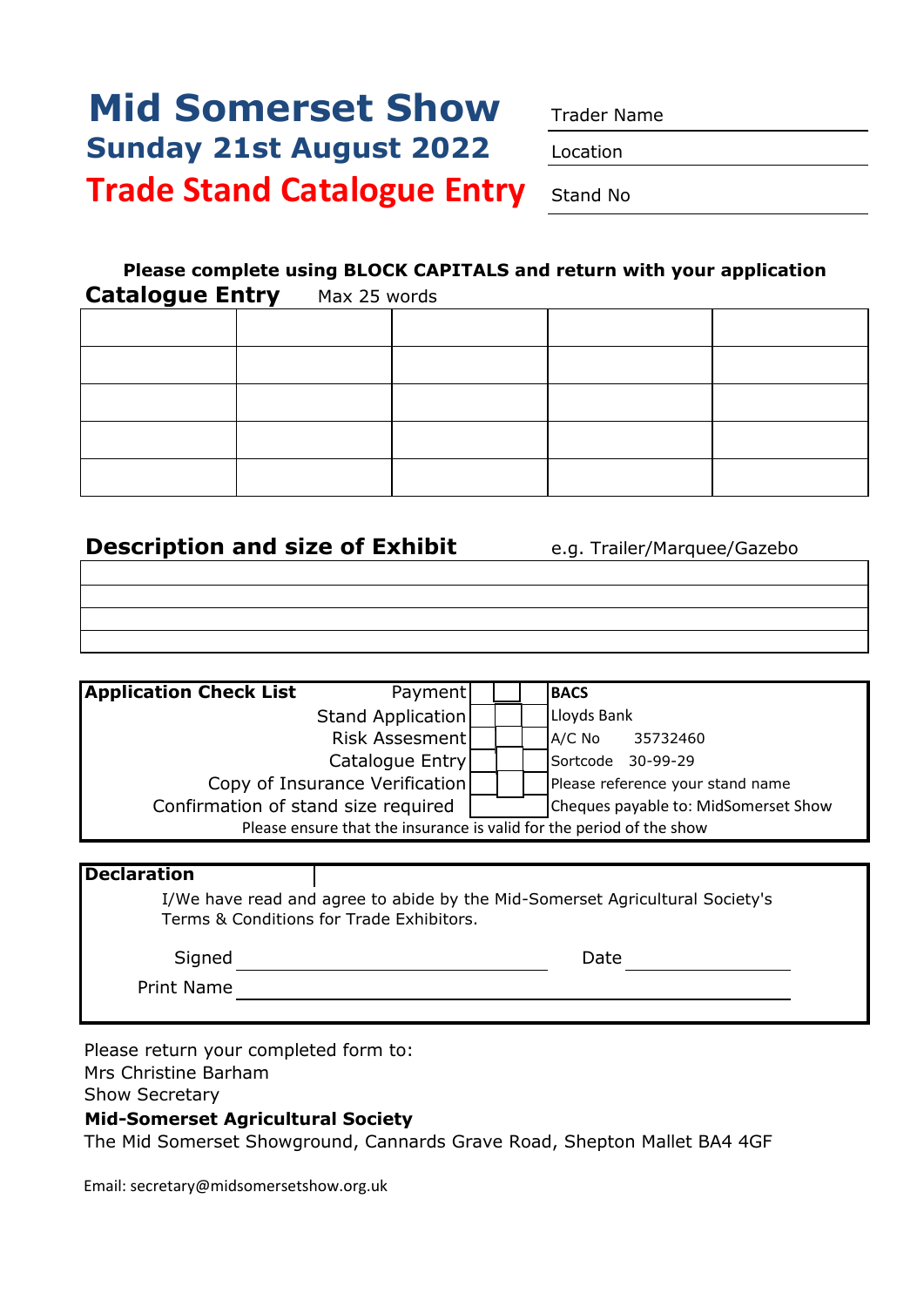# Mid Somerset Show

## Sunday 21st August 2022

## Trade Stand Catalogue Entry

Trader Name

Location

Stand No

**Please complete using BLOCK CAPITALS and return with your application**

**Catalogue Entry** Max 25 words

| | | | | |
|---|---|---|---|---|
| | | | | |
| | | | | |
| | | | | |
| | | | | |
| | | | | |

**Description and size of Exhibit** e.g. Trailer/Marquee/Gazebo

| |
|---|
| |
| |
| |
| |

| **Application Check List** | | |
|---|---|---|
| Payment | ☐ | **BACS** |
| Stand Application | ☐ | Lloyds Bank |
| Risk Assesment | ☐ | A/C No 35732460 |
| Catalogue Entry | ☐ | Sortcode 30-99-29 |
| Copy of Insurance Verification | ☐ | Please reference your stand name |
| Confirmation of stand size required | ☐ | Cheques payable to: MidSomerset Show |

Please ensure that the insurance is valid for the period of the show

**Declaration**

I/We have read and agree to abide by the Mid-Somerset Agricultural Society's Terms & Conditions for Trade Exhibitors.

Signed ______________________ Date ____________

Print Name ______________________

Please return your completed form to:
Mrs Christine Barham
Show Secretary
**Mid-Somerset Agricultural Society**
The Mid Somerset Showground, Cannards Grave Road, Shepton Mallet BA4 4GF

Email: secretary@midsomersetshow.org.uk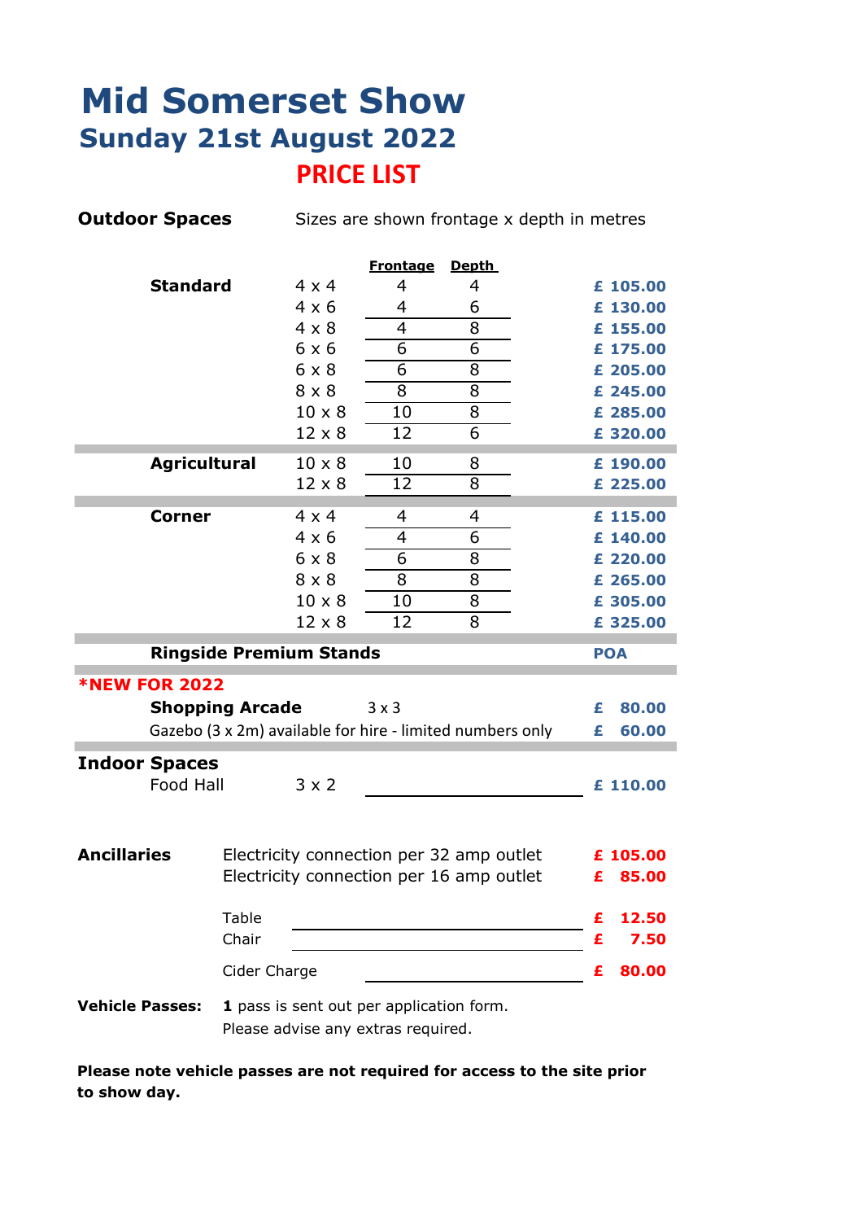# Mid Somerset Show
## Sunday 21st August 2022

## PRICE LIST

**Outdoor Spaces** Sizes are shown frontage x depth in metres

| | Size | Frontage | Depth | Price |
|---|---|---|---|---|
| **Standard** | 4 x 4 | 4 | 4 | **£ 105.00** |
| | 4 x 6 | 4 | 6 | **£ 130.00** |
| | 4 x 8 | 4 | 8 | **£ 155.00** |
| | 6 x 6 | 6 | 6 | **£ 175.00** |
| | 6 x 8 | 6 | 8 | **£ 205.00** |
| | 8 x 8 | 8 | 8 | **£ 245.00** |
| | 10 x 8 | 10 | 8 | **£ 285.00** |
| | 12 x 8 | 12 | 6 | **£ 320.00** |
| **Agricultural** | 10 x 8 | 10 | 8 | **£ 190.00** |
| | 12 x 8 | 12 | 8 | **£ 225.00** |
| **Corner** | 4 x 4 | 4 | 4 | **£ 115.00** |
| | 4 x 6 | 4 | 6 | **£ 140.00** |
| | 6 x 8 | 6 | 8 | **£ 220.00** |
| | 8 x 8 | 8 | 8 | **£ 265.00** |
| | 10 x 8 | 10 | 8 | **£ 305.00** |
| | 12 x 8 | 12 | 8 | **£ 325.00** |
| **Ringside Premium Stands** | | | | **POA** |

**\*NEW FOR 2022**

| | | |
|---|---|---|
| **Shopping Arcade** | 3 x 3 | **£ 80.00** |
| Gazebo (3 x 2m) available for hire - limited numbers only | | **£ 60.00** |

**Indoor Spaces**

| | | |
|---|---|---|
| Food Hall | 3 x 2 | **£ 110.00** |

**Ancillaries**

| | |
|---|---|
| Electricity connection per 32 amp outlet | **£ 105.00** |
| Electricity connection per 16 amp outlet | **£ 85.00** |
| Table | **£ 12.50** |
| Chair | **£ 7.50** |
| Cider Charge | **£ 80.00** |

**Vehicle Passes:** **1** pass is sent out per application form.
Please advise any extras required.

**Please note vehicle passes are not required for access to the site prior to show day.**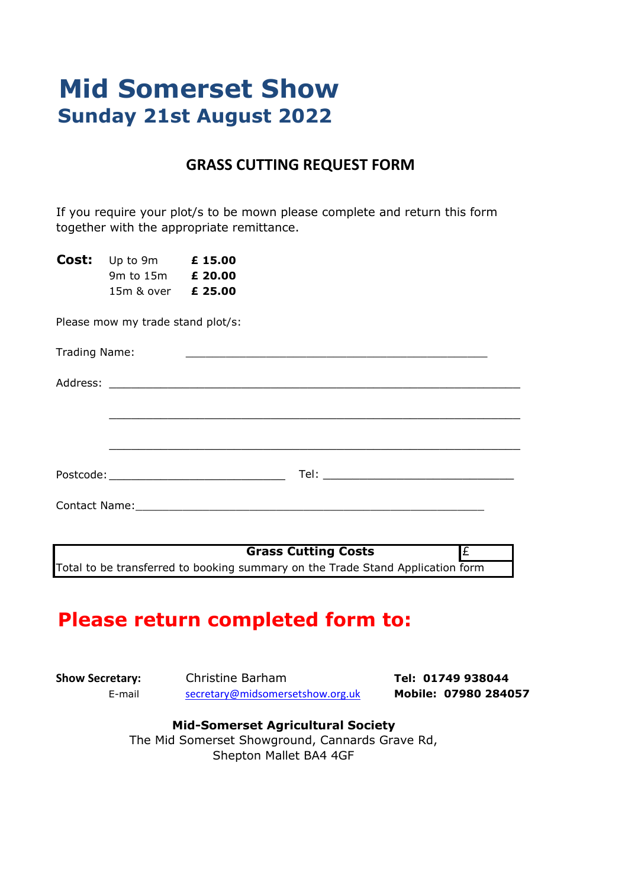# Mid Somerset Show
## Sunday 21st August 2022

### GRASS CUTTING REQUEST FORM

If you require your plot/s to be mown please complete and return this form together with the appropriate remittance.

| **Cost:** | Up to 9m | **£ 15.00** |
|---|---|---|
| | 9m to 15m | **£ 20.00** |
| | 15m & over | **£ 25.00** |

Please mow my trade stand plot/s:

Trading Name: ______________________________________________

Address: ______________________________________________________________

______________________________________________________________

______________________________________________________________

Postcode: ___________________________ Tel: _____________________________

Contact Name: _____________________________________________________

| **Grass Cutting Costs** | £ |
|---|---|
| Total to be transferred to booking summary on the Trade Stand Application form | |

## Please return completed form to:

**Show Secretary:** Christine Barham **Tel: 01749 938044**
E-mail secretary@midsomersetshow.org.uk **Mobile: 07980 284057**

**Mid-Somerset Agricultural Society**
The Mid Somerset Showground, Cannards Grave Rd,
Shepton Mallet BA4 4GF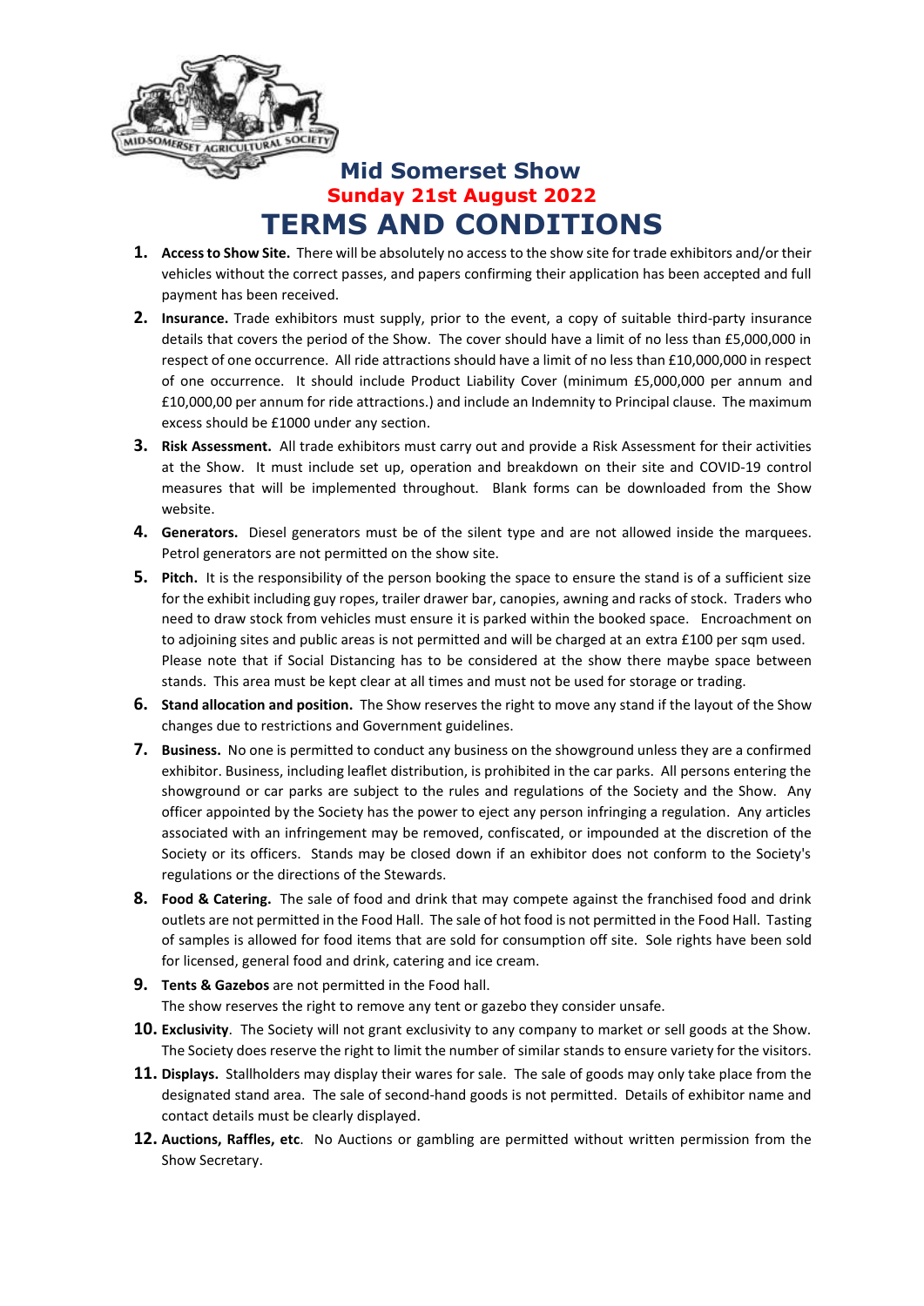# Mid Somerset Show

## Sunday 21st August 2022

# TERMS AND CONDITIONS

1. **Access to Show Site.** There will be absolutely no access to the show site for trade exhibitors and/or their vehicles without the correct passes, and papers confirming their application has been accepted and full payment has been received.
2. **Insurance.** Trade exhibitors must supply, prior to the event, a copy of suitable third-party insurance details that covers the period of the Show. The cover should have a limit of no less than £5,000,000 in respect of one occurrence. All ride attractions should have a limit of no less than £10,000,000 in respect of one occurrence. It should include Product Liability Cover (minimum £5,000,000 per annum and £10,000,00 per annum for ride attractions.) and include an Indemnity to Principal clause. The maximum excess should be £1000 under any section.
3. **Risk Assessment.** All trade exhibitors must carry out and provide a Risk Assessment for their activities at the Show. It must include set up, operation and breakdown on their site and COVID-19 control measures that will be implemented throughout. Blank forms can be downloaded from the Show website.
4. **Generators.** Diesel generators must be of the silent type and are not allowed inside the marquees. Petrol generators are not permitted on the show site.
5. **Pitch.** It is the responsibility of the person booking the space to ensure the stand is of a sufficient size for the exhibit including guy ropes, trailer drawer bar, canopies, awning and racks of stock. Traders who need to draw stock from vehicles must ensure it is parked within the booked space. Encroachment on to adjoining sites and public areas is not permitted and will be charged at an extra £100 per sqm used. Please note that if Social Distancing has to be considered at the show there maybe space between stands. This area must be kept clear at all times and must not be used for storage or trading.
6. **Stand allocation and position.** The Show reserves the right to move any stand if the layout of the Show changes due to restrictions and Government guidelines.
7. **Business.** No one is permitted to conduct any business on the showground unless they are a confirmed exhibitor. Business, including leaflet distribution, is prohibited in the car parks. All persons entering the showground or car parks are subject to the rules and regulations of the Society and the Show. Any officer appointed by the Society has the power to eject any person infringing a regulation. Any articles associated with an infringement may be removed, confiscated, or impounded at the discretion of the Society or its officers. Stands may be closed down if an exhibitor does not conform to the Society's regulations or the directions of the Stewards.
8. **Food & Catering.** The sale of food and drink that may compete against the franchised food and drink outlets are not permitted in the Food Hall. The sale of hot food is not permitted in the Food Hall. Tasting of samples is allowed for food items that are sold for consumption off site. Sole rights have been sold for licensed, general food and drink, catering and ice cream.
9. **Tents & Gazebos** are not permitted in the Food hall.
   The show reserves the right to remove any tent or gazebo they consider unsafe.
10. **Exclusivity**. The Society will not grant exclusivity to any company to market or sell goods at the Show. The Society does reserve the right to limit the number of similar stands to ensure variety for the visitors.
11. **Displays.** Stallholders may display their wares for sale. The sale of goods may only take place from the designated stand area. The sale of second-hand goods is not permitted. Details of exhibitor name and contact details must be clearly displayed.
12. **Auctions, Raffles, etc**. No Auctions or gambling are permitted without written permission from the Show Secretary.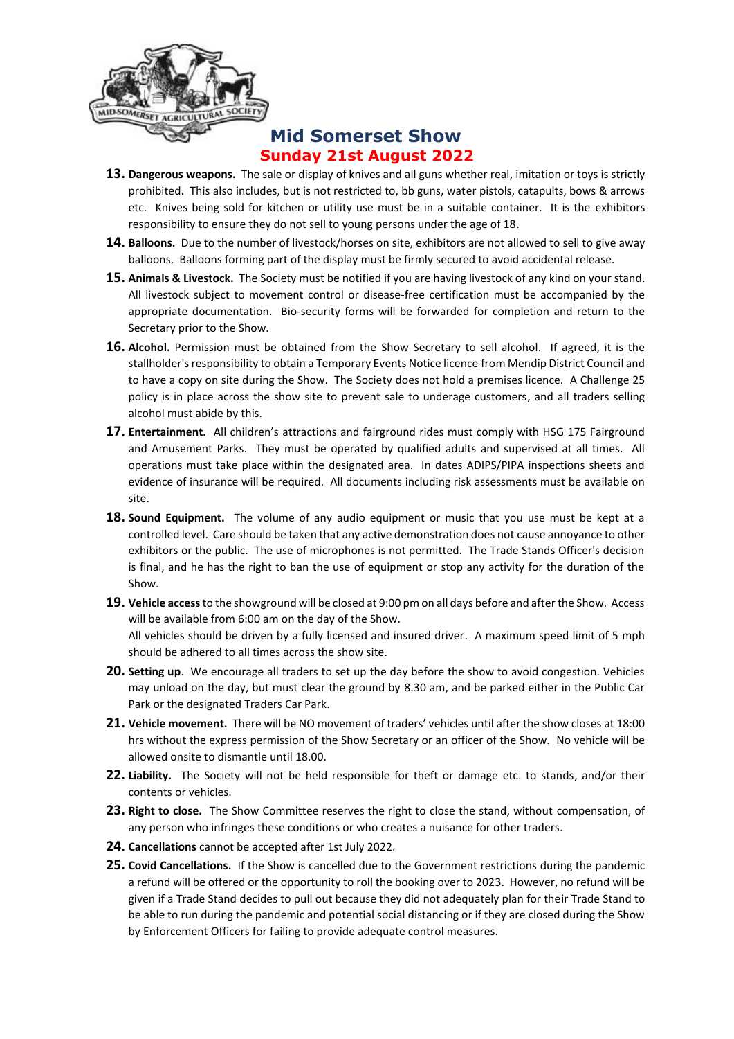# Mid Somerset Show

## Sunday 21st August 2022

13. **Dangerous weapons.** The sale or display of knives and all guns whether real, imitation or toys is strictly prohibited. This also includes, but is not restricted to, bb guns, water pistols, catapults, bows & arrows etc. Knives being sold for kitchen or utility use must be in a suitable container. It is the exhibitors responsibility to ensure they do not sell to young persons under the age of 18.
14. **Balloons.** Due to the number of livestock/horses on site, exhibitors are not allowed to sell to give away balloons. Balloons forming part of the display must be firmly secured to avoid accidental release.
15. **Animals & Livestock.** The Society must be notified if you are having livestock of any kind on your stand. All livestock subject to movement control or disease-free certification must be accompanied by the appropriate documentation. Bio-security forms will be forwarded for completion and return to the Secretary prior to the Show.
16. **Alcohol.** Permission must be obtained from the Show Secretary to sell alcohol. If agreed, it is the stallholder's responsibility to obtain a Temporary Events Notice licence from Mendip District Council and to have a copy on site during the Show. The Society does not hold a premises licence. A Challenge 25 policy is in place across the show site to prevent sale to underage customers, and all traders selling alcohol must abide by this.
17. **Entertainment.** All children's attractions and fairground rides must comply with HSG 175 Fairground and Amusement Parks. They must be operated by qualified adults and supervised at all times. All operations must take place within the designated area. In dates ADIPS/PIPA inspections sheets and evidence of insurance will be required. All documents including risk assessments must be available on site.
18. **Sound Equipment.** The volume of any audio equipment or music that you use must be kept at a controlled level. Care should be taken that any active demonstration does not cause annoyance to other exhibitors or the public. The use of microphones is not permitted. The Trade Stands Officer's decision is final, and he has the right to ban the use of equipment or stop any activity for the duration of the Show.
19. **Vehicle access** to the showground will be closed at 9:00 pm on all days before and after the Show. Access will be available from 6:00 am on the day of the Show.
    All vehicles should be driven by a fully licensed and insured driver. A maximum speed limit of 5 mph should be adhered to all times across the show site.
20. **Setting up**. We encourage all traders to set up the day before the show to avoid congestion. Vehicles may unload on the day, but must clear the ground by 8.30 am, and be parked either in the Public Car Park or the designated Traders Car Park.
21. **Vehicle movement.** There will be NO movement of traders' vehicles until after the show closes at 18:00 hrs without the express permission of the Show Secretary or an officer of the Show. No vehicle will be allowed onsite to dismantle until 18.00.
22. **Liability.** The Society will not be held responsible for theft or damage etc. to stands, and/or their contents or vehicles.
23. **Right to close.** The Show Committee reserves the right to close the stand, without compensation, of any person who infringes these conditions or who creates a nuisance for other traders.
24. **Cancellations** cannot be accepted after 1st July 2022.
25. **Covid Cancellations.** If the Show is cancelled due to the Government restrictions during the pandemic a refund will be offered or the opportunity to roll the booking over to 2023. However, no refund will be given if a Trade Stand decides to pull out because they did not adequately plan for their Trade Stand to be able to run during the pandemic and potential social distancing or if they are closed during the Show by Enforcement Officers for failing to provide adequate control measures.